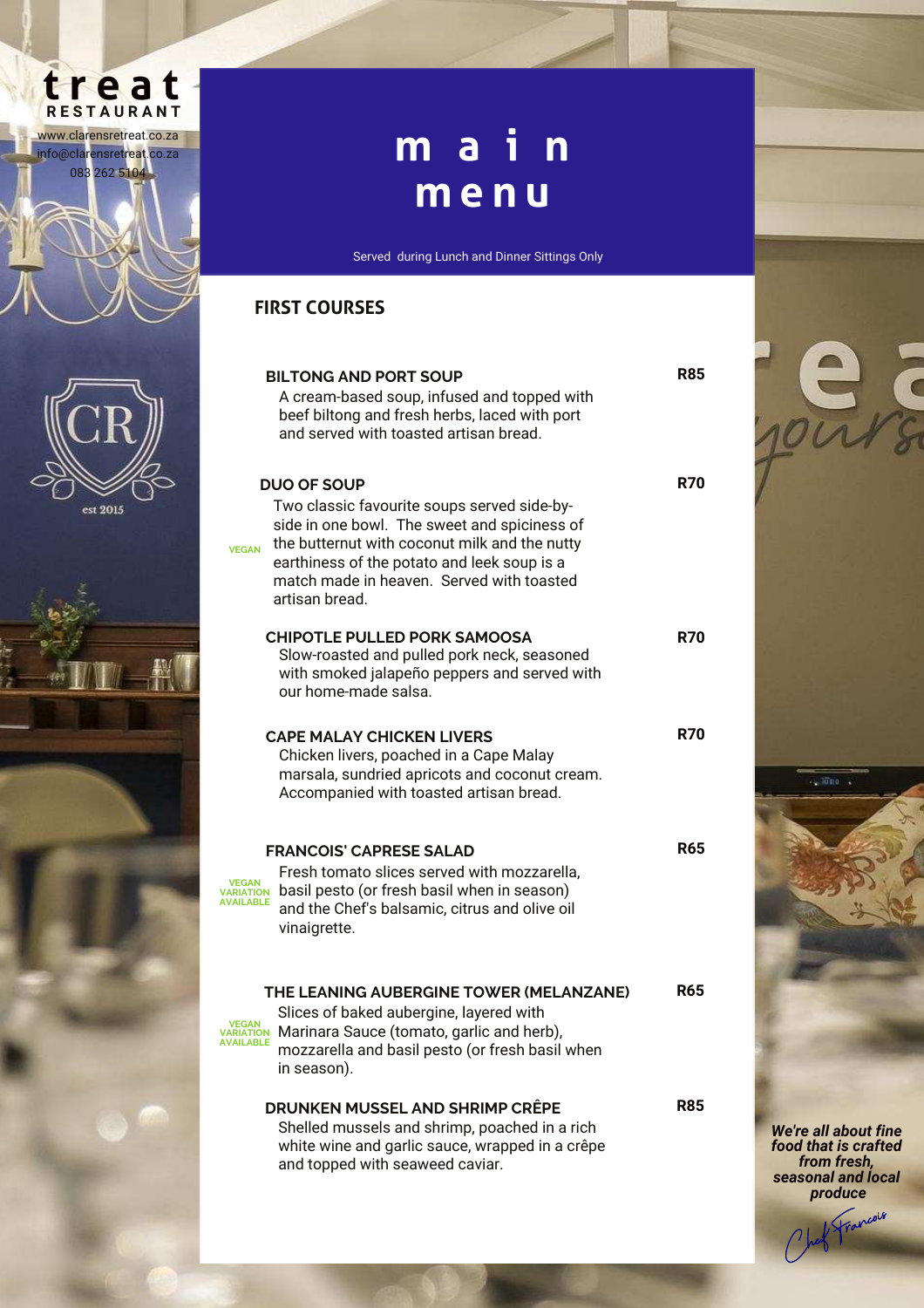**treat**
**RESTAURANT**

www.clarensretreat.co.za
info@clarensretreat.co.za
083 262 5104

# main menu

Served during Lunch and Dinner Sittings Only

## FIRST COURSES

**BILTONG AND PORT SOUP** — R85

A cream-based soup, infused and topped with beef biltong and fresh herbs, laced with port and served with toasted artisan bread.

**DUO OF SOUP** — R70

VEGAN

Two classic favourite soups served side-by-side in one bowl. The sweet and spiciness of the butternut with coconut milk and the nutty earthiness of the potato and leek soup is a match made in heaven. Served with toasted artisan bread.

**CHIPOTLE PULLED PORK SAMOOSA** — R70

Slow-roasted and pulled pork neck, seasoned with smoked jalapeño peppers and served with our home-made salsa.

**CAPE MALAY CHICKEN LIVERS** — R70

Chicken livers, poached in a Cape Malay marsala, sundried apricots and coconut cream. Accompanied with toasted artisan bread.

**FRANCOIS' CAPRESE SALAD** — R65

VEGAN VARIATION AVAILABLE

Fresh tomato slices served with mozzarella, basil pesto (or fresh basil when in season) and the Chef's balsamic, citrus and olive oil vinaigrette.

**THE LEANING AUBERGINE TOWER (MELANZANE)** — R65

VEGAN VARIATION AVAILABLE

Slices of baked aubergine, layered with Marinara Sauce (tomato, garlic and herb), mozzarella and basil pesto (or fresh basil when in season).

**DRUNKEN MUSSEL AND SHRIMP CRÊPE** — R85

Shelled mussels and shrimp, poached in a rich white wine and garlic sauce, wrapped in a crêpe and topped with seaweed caviar.

***We're all about fine food that is crafted from fresh, seasonal and local produce***

*Chef Francois*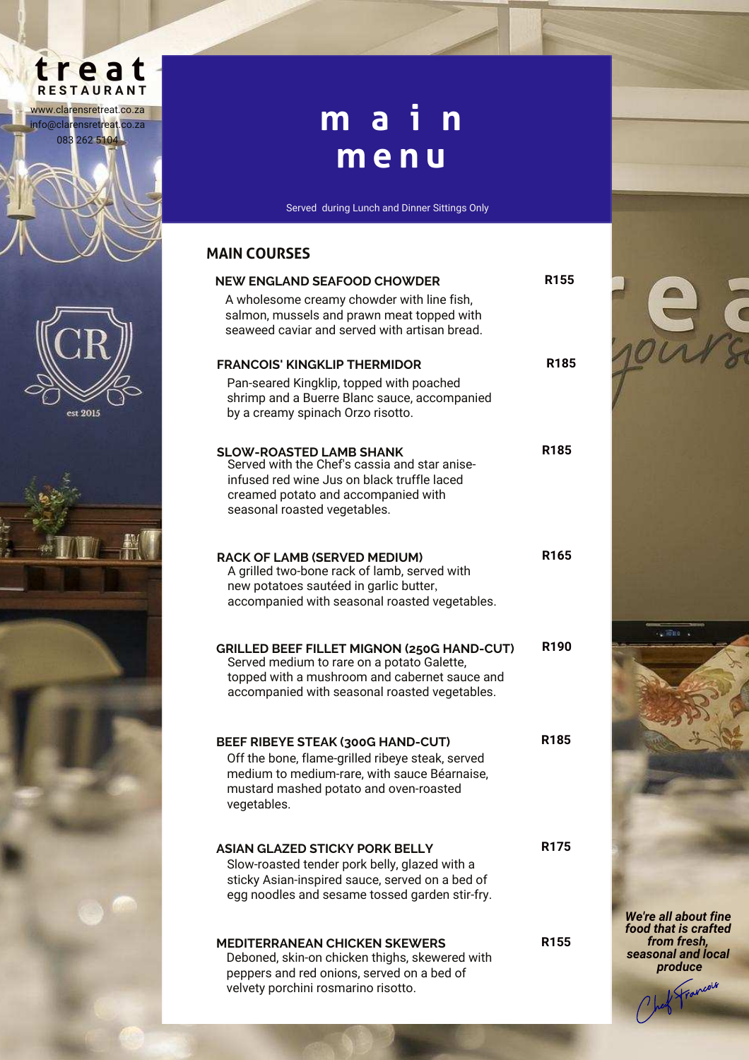**treat**
**RESTAURANT**

www.clarensretreat.co.za
info@clarensretreat.co.za
083 262 5104

# m a i n menu

Served during Lunch and Dinner Sittings Only

## MAIN COURSES

**NEW ENGLAND SEAFOOD CHOWDER** — **R155**
A wholesome creamy chowder with line fish, salmon, mussels and prawn meat topped with seaweed caviar and served with artisan bread.

**FRANCOIS' KINGKLIP THERMIDOR** — **R185**
Pan-seared Kingklip, topped with poached shrimp and a Buerre Blanc sauce, accompanied by a creamy spinach Orzo risotto.

**SLOW-ROASTED LAMB SHANK** — **R185**
Served with the Chef's cassia and star anise-infused red wine Jus on black truffle laced creamed potato and accompanied with seasonal roasted vegetables.

**RACK OF LAMB (SERVED MEDIUM)** — **R165**
A grilled two-bone rack of lamb, served with new potatoes sautéed in garlic butter, accompanied with seasonal roasted vegetables.

**GRILLED BEEF FILLET MIGNON (250G HAND-CUT)** — **R190**
Served medium to rare on a potato Galette, topped with a mushroom and cabernet sauce and accompanied with seasonal roasted vegetables.

**BEEF RIBEYE STEAK (300G HAND-CUT)** — **R185**
Off the bone, flame-grilled ribeye steak, served medium to medium-rare, with sauce Béarnaise, mustard mashed potato and oven-roasted vegetables.

**ASIAN GLAZED STICKY PORK BELLY** — **R175**
Slow-roasted tender pork belly, glazed with a sticky Asian-inspired sauce, served on a bed of egg noodles and sesame tossed garden stir-fry.

**MEDITERRANEAN CHICKEN SKEWERS** — **R155**
Deboned, skin-on chicken thighs, skewered with peppers and red onions, served on a bed of velvety porchini rosmarino risotto.

***We're all about fine food that is crafted from fresh, seasonal and local produce***

*Chef Francois*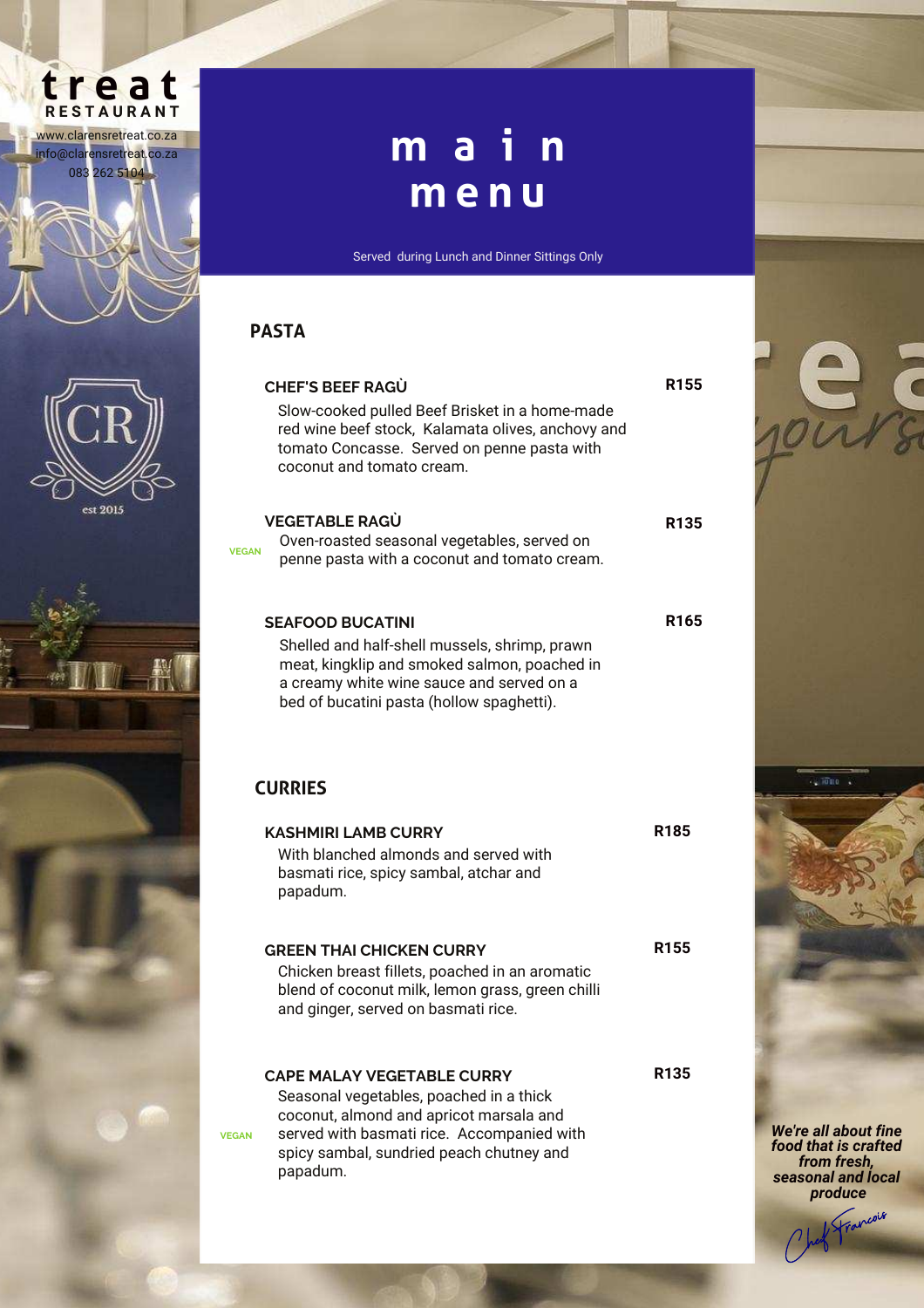**treat**
**RESTAURANT**

www.clarensretreat.co.za
info@clarensretreat.co.za
083 262 5104

# main menu

Served during Lunch and Dinner Sittings Only

## PASTA

### CHEF'S BEEF RAGÙ — R155

Slow-cooked pulled Beef Brisket in a home-made red wine beef stock, Kalamata olives, anchovy and tomato Concasse. Served on penne pasta with coconut and tomato cream.

### VEGETABLE RAGÙ — R135

VEGAN

Oven-roasted seasonal vegetables, served on penne pasta with a coconut and tomato cream.

### SEAFOOD BUCATINI — R165

Shelled and half-shell mussels, shrimp, prawn meat, kingklip and smoked salmon, poached in a creamy white wine sauce and served on a bed of bucatini pasta (hollow spaghetti).

## CURRIES

### KASHMIRI LAMB CURRY — R185

With blanched almonds and served with basmati rice, spicy sambal, atchar and papadum.

### GREEN THAI CHICKEN CURRY — R155

Chicken breast fillets, poached in an aromatic blend of coconut milk, lemon grass, green chilli and ginger, served on basmati rice.

### CAPE MALAY VEGETABLE CURRY — R135

VEGAN

Seasonal vegetables, poached in a thick coconut, almond and apricot marsala and served with basmati rice. Accompanied with spicy sambal, sundried peach chutney and papadum.

***We're all about fine food that is crafted from fresh, seasonal and local produce***

Chef Francois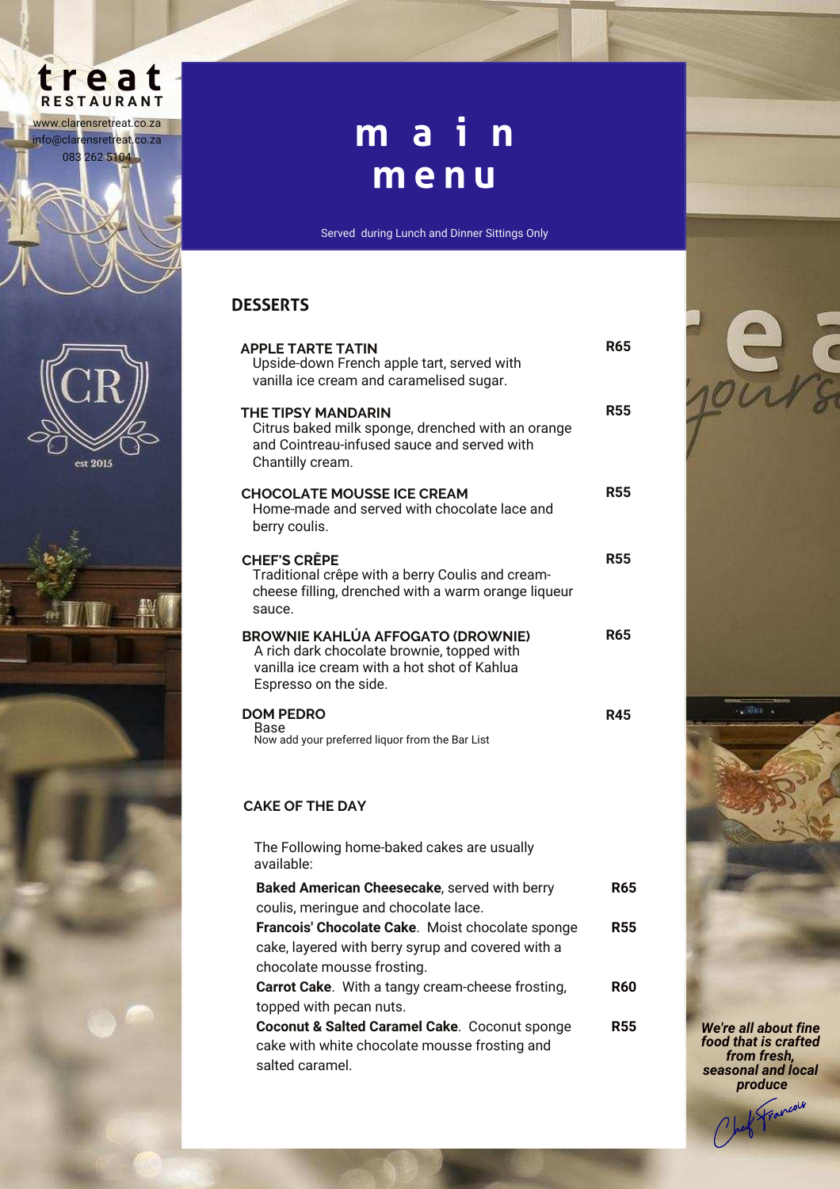treat
RESTAURANT

www.clarensretreat.co.za
info@clarensretreat.co.za
083 262 5104

# main menu

Served during Lunch and Dinner Sittings Only

## DESSERTS

**APPLE TARTE TATIN** — **R65**
Upside-down French apple tart, served with vanilla ice cream and caramelised sugar.

**THE TIPSY MANDARIN** — **R55**
Citrus baked milk sponge, drenched with an orange and Cointreau-infused sauce and served with Chantilly cream.

**CHOCOLATE MOUSSE ICE CREAM** — **R55**
Home-made and served with chocolate lace and berry coulis.

**CHEF'S CRÊPE** — **R55**
Traditional crêpe with a berry Coulis and cream-cheese filling, drenched with a warm orange liqueur sauce.

**BROWNIE KAHLÚA AFFOGATO (DROWNIE)** — **R65**
A rich dark chocolate brownie, topped with vanilla ice cream with a hot shot of Kahlua Espresso on the side.

**DOM PEDRO** — **R45**
Base
Now add your preferred liquor from the Bar List

### CAKE OF THE DAY

The Following home-baked cakes are usually available:

**Baked American Cheesecake**, served with berry coulis, meringue and chocolate lace. — **R65**

**Francois' Chocolate Cake**. Moist chocolate sponge cake, layered with berry syrup and covered with a chocolate mousse frosting. — **R55**

**Carrot Cake**. With a tangy cream-cheese frosting, topped with pecan nuts. — **R60**

**Coconut & Salted Caramel Cake**. Coconut sponge cake with white chocolate mousse frosting and salted caramel. — **R55**

*We're all about fine food that is crafted from fresh, seasonal and local produce*

Chef Francois